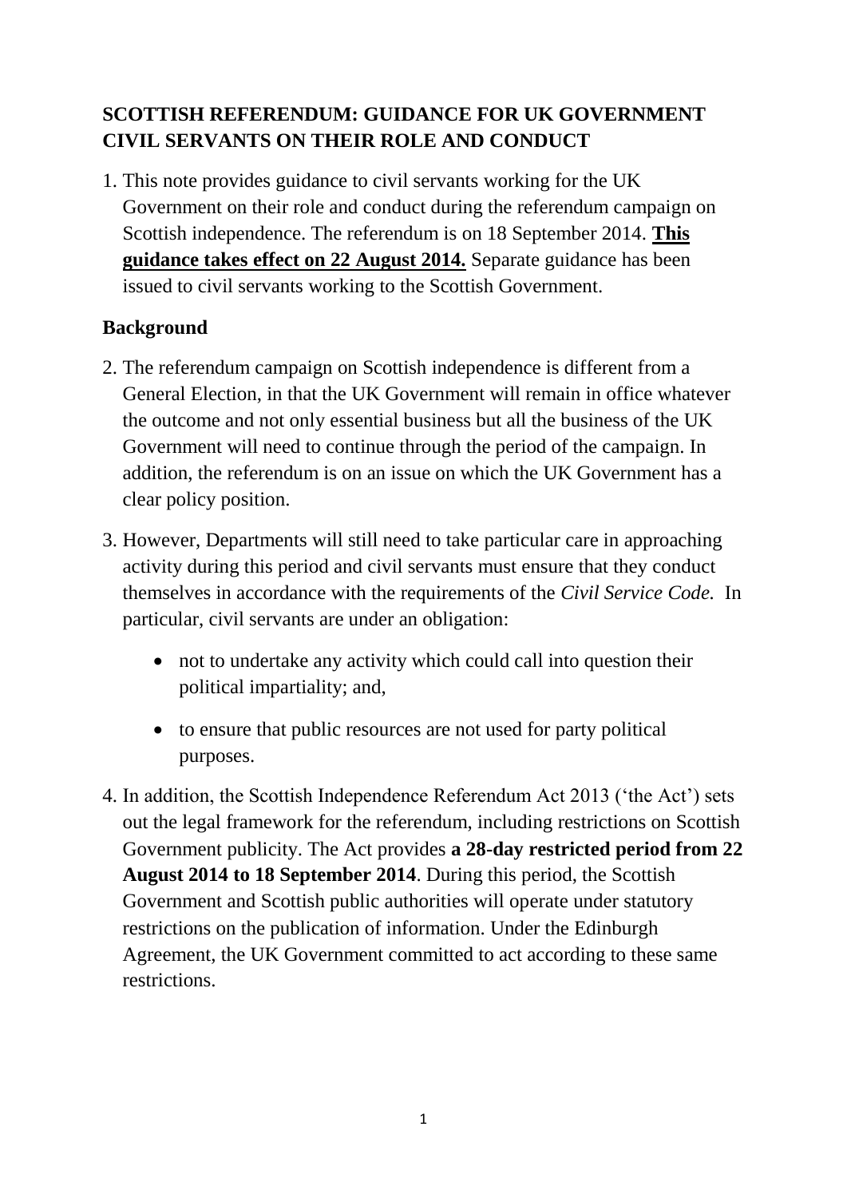# SCOTTISH REFERENDUM: GUIDANCE FOR UK GOVERNMENT CIVIL SERVANTS ON THEIR ROLE AND CONDUCT

1. This note provides guidance to civil servants working for the UK Government on their role and conduct during the referendum campaign on Scottish independence. The referendum is on 18 September 2014. **This guidance takes effect on 22 August 2014.** Separate guidance has been issued to civil servants working to the Scottish Government.

## Background

2. The referendum campaign on Scottish independence is different from a General Election, in that the UK Government will remain in office whatever the outcome and not only essential business but all the business of the UK Government will need to continue through the period of the campaign. In addition, the referendum is on an issue on which the UK Government has a clear policy position.

3. However, Departments will still need to take particular care in approaching activity during this period and civil servants must ensure that they conduct themselves in accordance with the requirements of the *Civil Service Code.* In particular, civil servants are under an obligation:

   - not to undertake any activity which could call into question their political impartiality; and,
   - to ensure that public resources are not used for party political purposes.

4. In addition, the Scottish Independence Referendum Act 2013 ('the Act') sets out the legal framework for the referendum, including restrictions on Scottish Government publicity. The Act provides **a 28-day restricted period from 22 August 2014 to 18 September 2014**. During this period, the Scottish Government and Scottish public authorities will operate under statutory restrictions on the publication of information. Under the Edinburgh Agreement, the UK Government committed to act according to these same restrictions.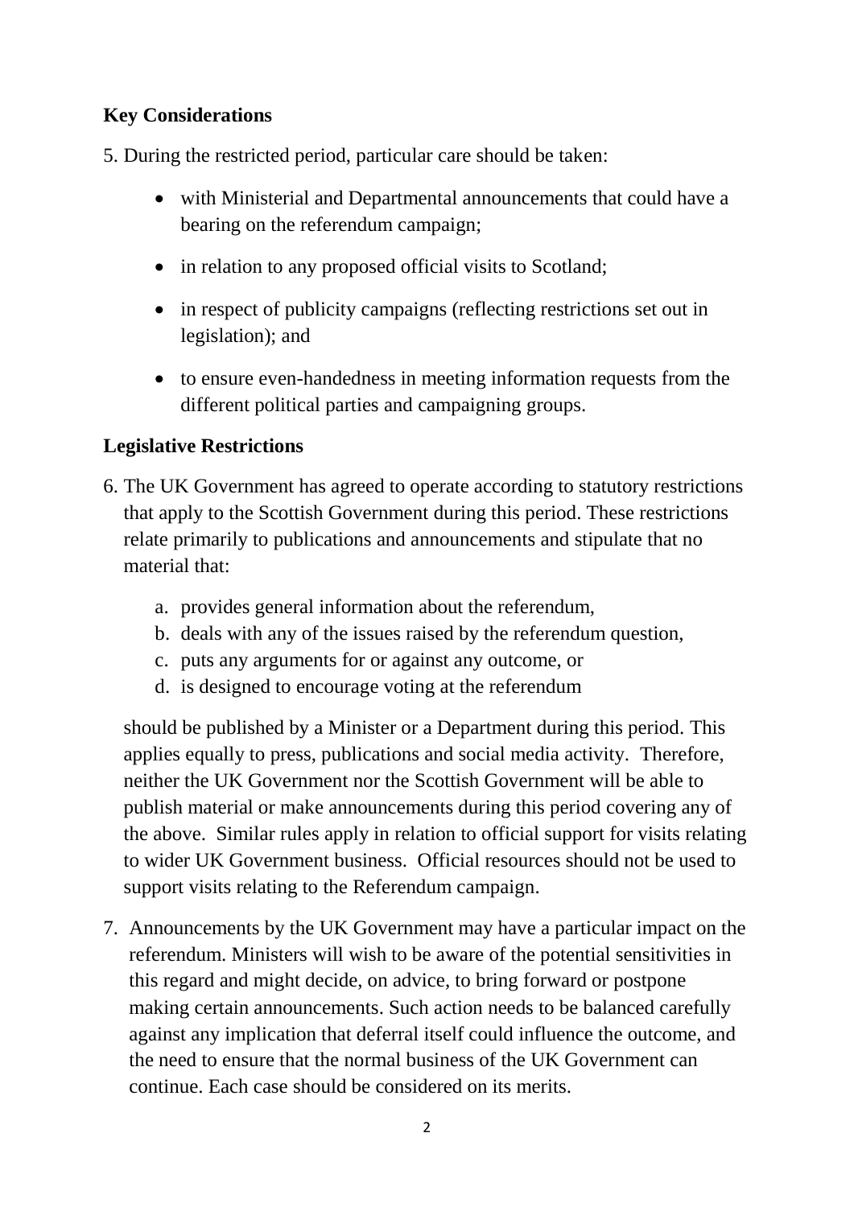## Key Considerations

5. During the restricted period, particular care should be taken:

    - with Ministerial and Departmental announcements that could have a bearing on the referendum campaign;
    - in relation to any proposed official visits to Scotland;
    - in respect of publicity campaigns (reflecting restrictions set out in legislation); and
    - to ensure even-handedness in meeting information requests from the different political parties and campaigning groups.

## Legislative Restrictions

6. The UK Government has agreed to operate according to statutory restrictions that apply to the Scottish Government during this period. These restrictions relate primarily to publications and announcements and stipulate that no material that:

    a. provides general information about the referendum,
    b. deals with any of the issues raised by the referendum question,
    c. puts any arguments for or against any outcome, or
    d. is designed to encourage voting at the referendum

    should be published by a Minister or a Department during this period. This applies equally to press, publications and social media activity. Therefore, neither the UK Government nor the Scottish Government will be able to publish material or make announcements during this period covering any of the above. Similar rules apply in relation to official support for visits relating to wider UK Government business. Official resources should not be used to support visits relating to the Referendum campaign.

7. Announcements by the UK Government may have a particular impact on the referendum. Ministers will wish to be aware of the potential sensitivities in this regard and might decide, on advice, to bring forward or postpone making certain announcements. Such action needs to be balanced carefully against any implication that deferral itself could influence the outcome, and the need to ensure that the normal business of the UK Government can continue. Each case should be considered on its merits.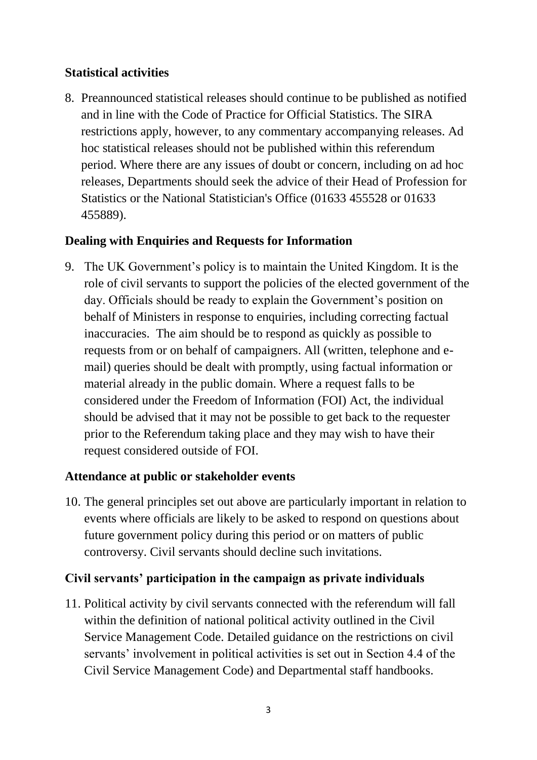### Statistical activities

8. Preannounced statistical releases should continue to be published as notified and in line with the Code of Practice for Official Statistics. The SIRA restrictions apply, however, to any commentary accompanying releases. Ad hoc statistical releases should not be published within this referendum period. Where there are any issues of doubt or concern, including on ad hoc releases, Departments should seek the advice of their Head of Profession for Statistics or the National Statistician's Office (01633 455528 or 01633 455889).

### Dealing with Enquiries and Requests for Information

9. The UK Government's policy is to maintain the United Kingdom. It is the role of civil servants to support the policies of the elected government of the day. Officials should be ready to explain the Government's position on behalf of Ministers in response to enquiries, including correcting factual inaccuracies. The aim should be to respond as quickly as possible to requests from or on behalf of campaigners. All (written, telephone and e-mail) queries should be dealt with promptly, using factual information or material already in the public domain. Where a request falls to be considered under the Freedom of Information (FOI) Act, the individual should be advised that it may not be possible to get back to the requester prior to the Referendum taking place and they may wish to have their request considered outside of FOI.

### Attendance at public or stakeholder events

10. The general principles set out above are particularly important in relation to events where officials are likely to be asked to respond on questions about future government policy during this period or on matters of public controversy. Civil servants should decline such invitations.

### Civil servants' participation in the campaign as private individuals

11. Political activity by civil servants connected with the referendum will fall within the definition of national political activity outlined in the Civil Service Management Code. Detailed guidance on the restrictions on civil servants' involvement in political activities is set out in Section 4.4 of the Civil Service Management Code) and Departmental staff handbooks.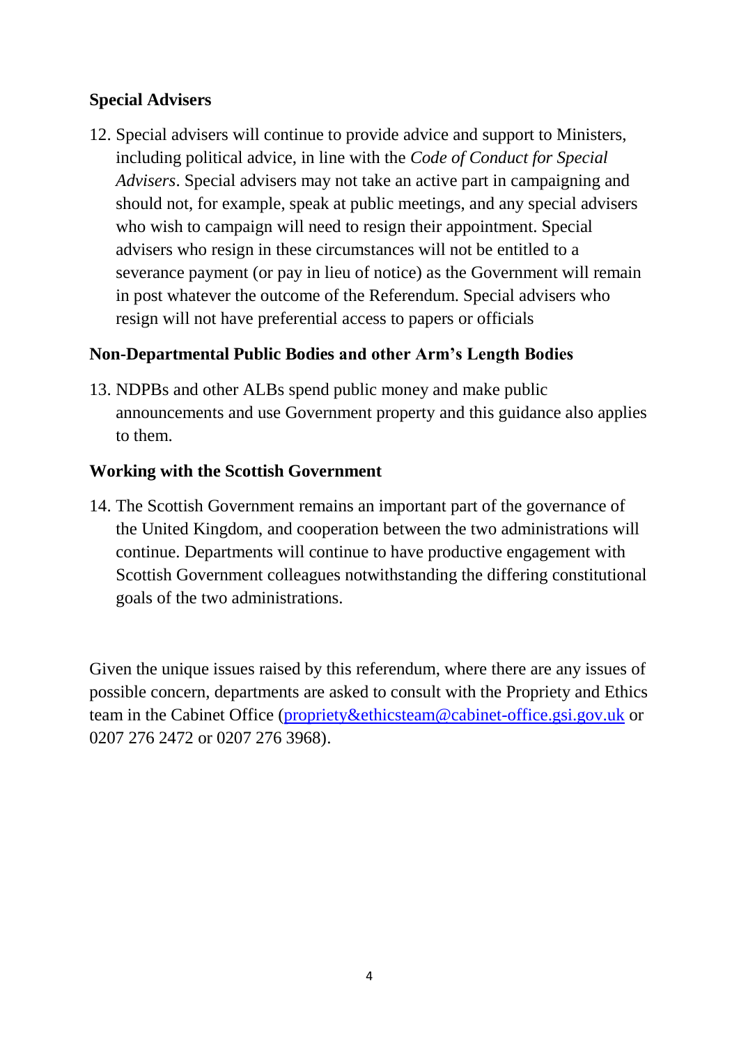**Special Advisers**

12. Special advisers will continue to provide advice and support to Ministers, including political advice, in line with the *Code of Conduct for Special Advisers*. Special advisers may not take an active part in campaigning and should not, for example, speak at public meetings, and any special advisers who wish to campaign will need to resign their appointment. Special advisers who resign in these circumstances will not be entitled to a severance payment (or pay in lieu of notice) as the Government will remain in post whatever the outcome of the Referendum. Special advisers who resign will not have preferential access to papers or officials

**Non-Departmental Public Bodies and other Arm's Length Bodies**

13. NDPBs and other ALBs spend public money and make public announcements and use Government property and this guidance also applies to them.

**Working with the Scottish Government**

14. The Scottish Government remains an important part of the governance of the United Kingdom, and cooperation between the two administrations will continue. Departments will continue to have productive engagement with Scottish Government colleagues notwithstanding the differing constitutional goals of the two administrations.

Given the unique issues raised by this referendum, where there are any issues of possible concern, departments are asked to consult with the Propriety and Ethics team in the Cabinet Office (propriety&ethicsteam@cabinet-office.gsi.gov.uk or 0207 276 2472 or 0207 276 3968).